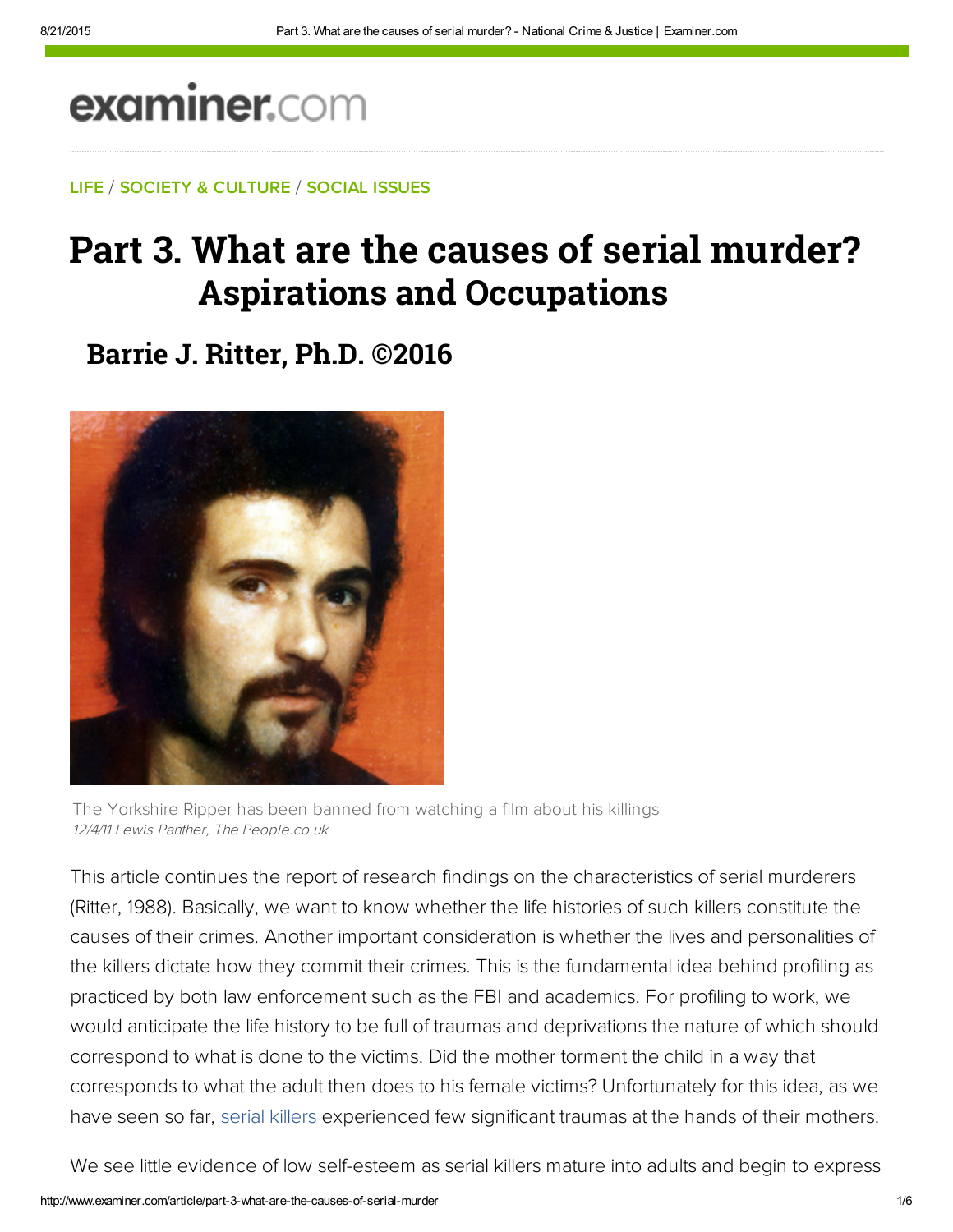LIFE / SOCIETY & CULTURE / SOCIAL ISSUES

# Part 3. What are the causes of serial murder? Aspirations and Occupations

## Barrie J. Ritter, Ph.D. ©2016

The Yorkshire Ripper has been banned from watching a film about his killings
*12/4/11 Lewis Panther, The People.co.uk*

This article continues the report of research findings on the characteristics of serial murderers (Ritter, 1988). Basically, we want to know whether the life histories of such killers constitute the causes of their crimes. Another important consideration is whether the lives and personalities of the killers dictate how they commit their crimes. This is the fundamental idea behind profiling as practiced by both law enforcement such as the FBI and academics. For profiling to work, we would anticipate the life history to be full of traumas and deprivations the nature of which should correspond to what is done to the victims. Did the mother torment the child in a way that corresponds to what the adult then does to his female victims? Unfortunately for this idea, as we have seen so far, serial killers experienced few significant traumas at the hands of their mothers.

We see little evidence of low self-esteem as serial killers mature into adults and begin to express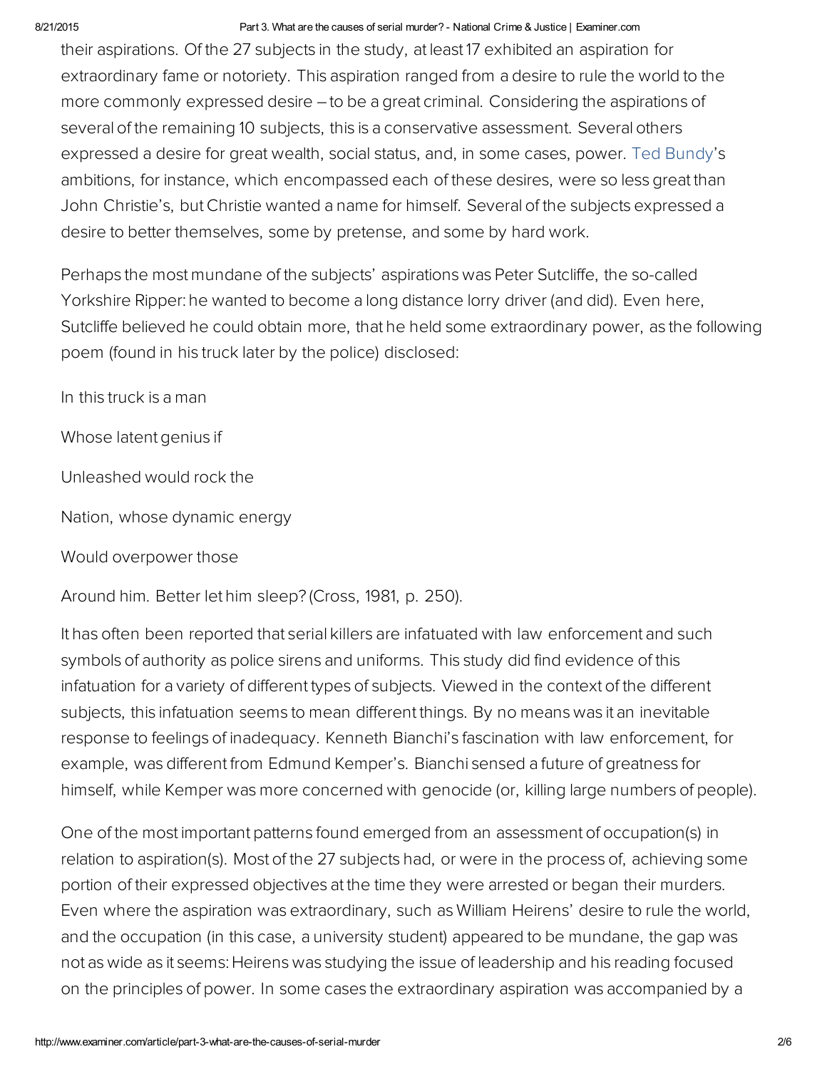their aspirations. Of the 27 subjects in the study, at least 17 exhibited an aspiration for extraordinary fame or notoriety. This aspiration ranged from a desire to rule the world to the more commonly expressed desire – to be a great criminal. Considering the aspirations of several of the remaining 10 subjects, this is a conservative assessment. Several others expressed a desire for great wealth, social status, and, in some cases, power. Ted Bundy's ambitions, for instance, which encompassed each of these desires, were so less great than John Christie's, but Christie wanted a name for himself. Several of the subjects expressed a desire to better themselves, some by pretense, and some by hard work.

Perhaps the most mundane of the subjects' aspirations was Peter Sutcliffe, the so-called Yorkshire Ripper: he wanted to become a long distance lorry driver (and did). Even here, Sutcliffe believed he could obtain more, that he held some extraordinary power, as the following poem (found in his truck later by the police) disclosed:

In this truck is a man

Whose latent genius if

Unleashed would rock the

Nation, whose dynamic energy

Would overpower those

Around him. Better let him sleep? (Cross, 1981, p. 250).

It has often been reported that serial killers are infatuated with law enforcement and such symbols of authority as police sirens and uniforms. This study did find evidence of this infatuation for a variety of different types of subjects. Viewed in the context of the different subjects, this infatuation seems to mean different things. By no means was it an inevitable response to feelings of inadequacy. Kenneth Bianchi's fascination with law enforcement, for example, was different from Edmund Kemper's. Bianchi sensed a future of greatness for himself, while Kemper was more concerned with genocide (or, killing large numbers of people).

One of the most important patterns found emerged from an assessment of occupation(s) in relation to aspiration(s). Most of the 27 subjects had, or were in the process of, achieving some portion of their expressed objectives at the time they were arrested or began their murders. Even where the aspiration was extraordinary, such as William Heirens' desire to rule the world, and the occupation (in this case, a university student) appeared to be mundane, the gap was not as wide as it seems: Heirens was studying the issue of leadership and his reading focused on the principles of power. In some cases the extraordinary aspiration was accompanied by a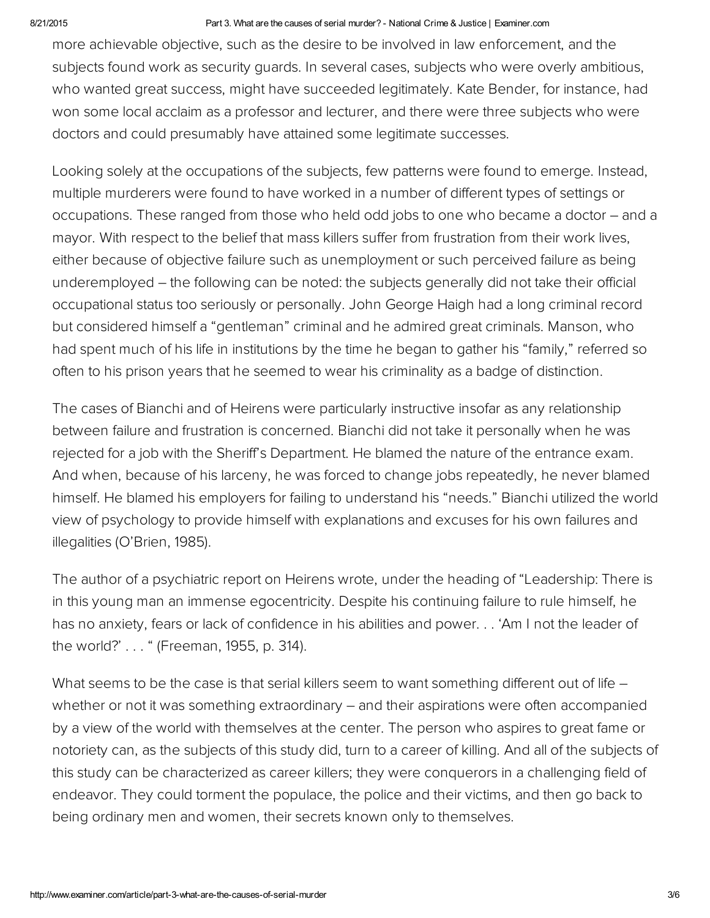more achievable objective, such as the desire to be involved in law enforcement, and the subjects found work as security guards. In several cases, subjects who were overly ambitious, who wanted great success, might have succeeded legitimately. Kate Bender, for instance, had won some local acclaim as a professor and lecturer, and there were three subjects who were doctors and could presumably have attained some legitimate successes.

Looking solely at the occupations of the subjects, few patterns were found to emerge. Instead, multiple murderers were found to have worked in a number of different types of settings or occupations. These ranged from those who held odd jobs to one who became a doctor – and a mayor. With respect to the belief that mass killers suffer from frustration from their work lives, either because of objective failure such as unemployment or such perceived failure as being underemployed – the following can be noted: the subjects generally did not take their official occupational status too seriously or personally. John George Haigh had a long criminal record but considered himself a "gentleman" criminal and he admired great criminals. Manson, who had spent much of his life in institutions by the time he began to gather his "family," referred so often to his prison years that he seemed to wear his criminality as a badge of distinction.

The cases of Bianchi and of Heirens were particularly instructive insofar as any relationship between failure and frustration is concerned. Bianchi did not take it personally when he was rejected for a job with the Sheriff's Department. He blamed the nature of the entrance exam. And when, because of his larceny, he was forced to change jobs repeatedly, he never blamed himself. He blamed his employers for failing to understand his "needs." Bianchi utilized the world view of psychology to provide himself with explanations and excuses for his own failures and illegalities (O'Brien, 1985).

The author of a psychiatric report on Heirens wrote, under the heading of "Leadership: There is in this young man an immense egocentricity. Despite his continuing failure to rule himself, he has no anxiety, fears or lack of confidence in his abilities and power. . . 'Am I not the leader of the world?' . . . " (Freeman, 1955, p. 314).

What seems to be the case is that serial killers seem to want something different out of life – whether or not it was something extraordinary – and their aspirations were often accompanied by a view of the world with themselves at the center. The person who aspires to great fame or notoriety can, as the subjects of this study did, turn to a career of killing. And all of the subjects of this study can be characterized as career killers; they were conquerors in a challenging field of endeavor. They could torment the populace, the police and their victims, and then go back to being ordinary men and women, their secrets known only to themselves.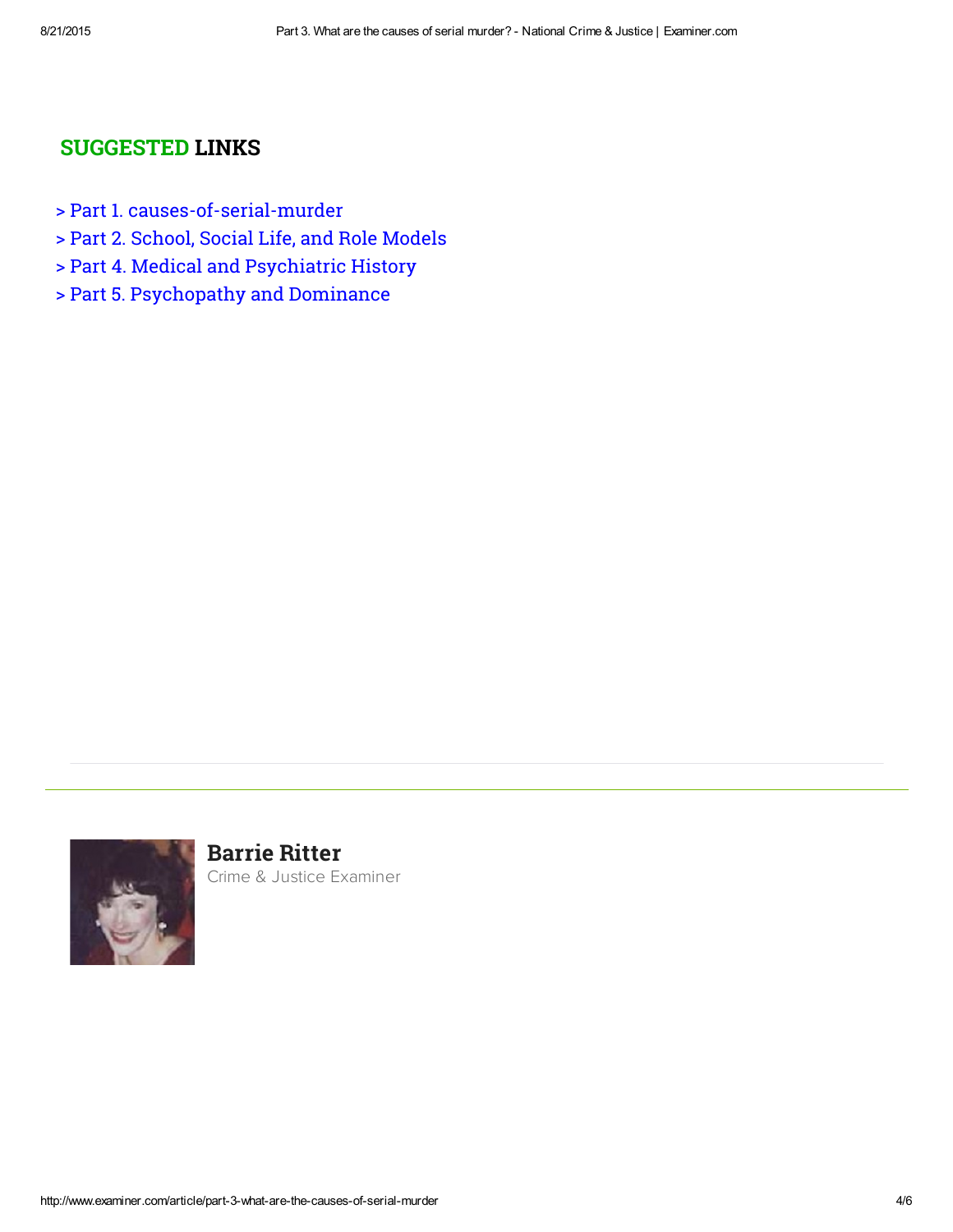## SUGGESTED LINKS

> Part 1. causes-of-serial-murder
> Part 2. School, Social Life, and Role Models
> Part 4. Medical and Psychiatric History
> Part 5. Psychopathy and Dominance

---

**Barrie Ritter**
Crime & Justice Examiner